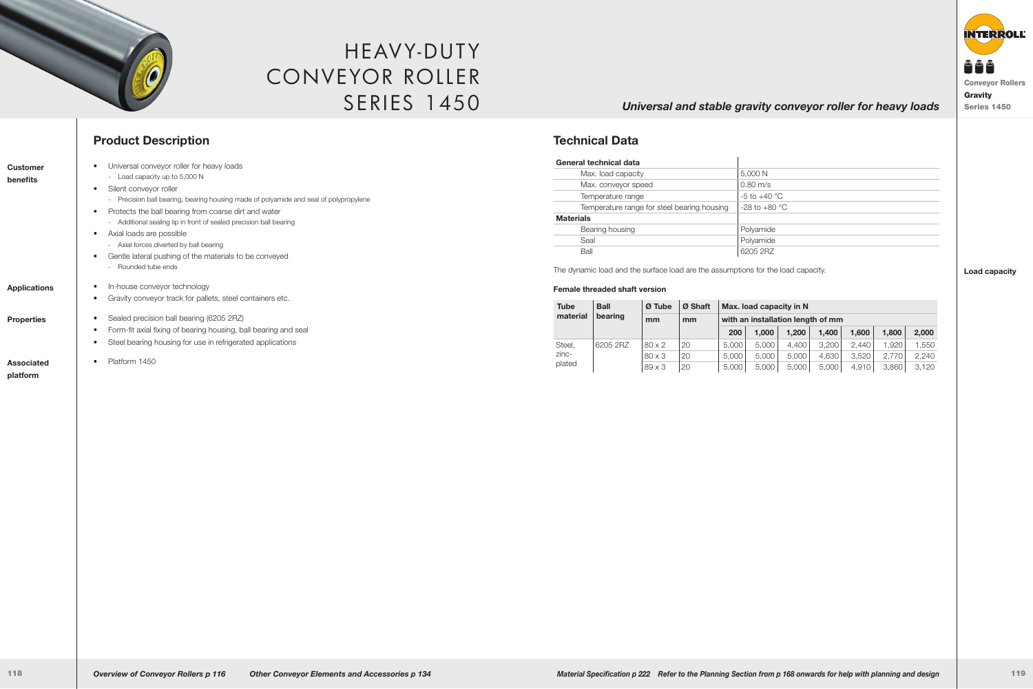# HEAVY-DUTY CONVEYOR ROLLER SERIES 1450

***Universal and stable gravity conveyor roller for heavy loads***

Conveyor Rollers
**Gravity**
**Series 1450**

## Product Description

**Customer benefits**

- Universal conveyor roller for heavy loads
  - Load capacity up to 5,000 N
- Silent conveyor roller
  - Precision ball bearing, bearing housing made of polyamide and seal of polypropylene
- Protects the ball bearing from coarse dirt and water
  - Additional sealing lip in front of sealed precision ball bearing
- Axial loads are possible
  - Axial forces diverted by ball bearing
- Gentle lateral pushing of the materials to be conveyed
  - Rounded tube ends

**Applications**

- In-house conveyor technology
- Gravity conveyor track for pallets, steel containers etc.

**Properties**

- Sealed precision ball bearing (6205 2RZ)
- Form-fit axial fixing of bearing housing, ball bearing and seal
- Steel bearing housing for use in refrigerated applications

**Associated platform**

- Platform 1450

## Technical Data

| **General technical data** | |
|---|---|
| Max. load capacity | 5,000 N |
| Max. conveyor speed | 0.80 m/s |
| Temperature range | -5 to +40 °C |
| Temperature range for steel bearing housing | -28 to +80 °C |
| **Materials** | |
| Bearing housing | Polyamide |
| Seal | Polyamide |
| Ball | 6205 2RZ |

The dynamic load and the surface load are the assumptions for the load capacity.

**Load capacity**

**Female threaded shaft version**

| Tube material | Ball bearing | Ø Tube | Ø Shaft | Max. load capacity in N | | | | | | |
|---|---|---|---|---|---|---|---|---|---|---|
| | | mm | mm | with an installation length of mm | | | | | | |
| | | | | 200 | 1,000 | 1,200 | 1,400 | 1,600 | 1,800 | 2,000 |
| Steel, zinc-plated | 6205 2RZ | 80 x 2 | 20 | 5,000 | 5,000 | 4,400 | 3,200 | 2,440 | 1,920 | 1,550 |
| | | 80 x 3 | 20 | 5,000 | 5,000 | 5,000 | 4,630 | 3,520 | 2,770 | 2,240 |
| | | 89 x 3 | 20 | 5,000 | 5,000 | 5,000 | 5,000 | 4,910 | 3,860 | 3,120 |

*Overview of Conveyor Rollers p 116* *Other Conveyor Elements and Accessories p 134*

*Material Specification p 222* *Refer to the Planning Section from p 168 onwards for help with planning and design*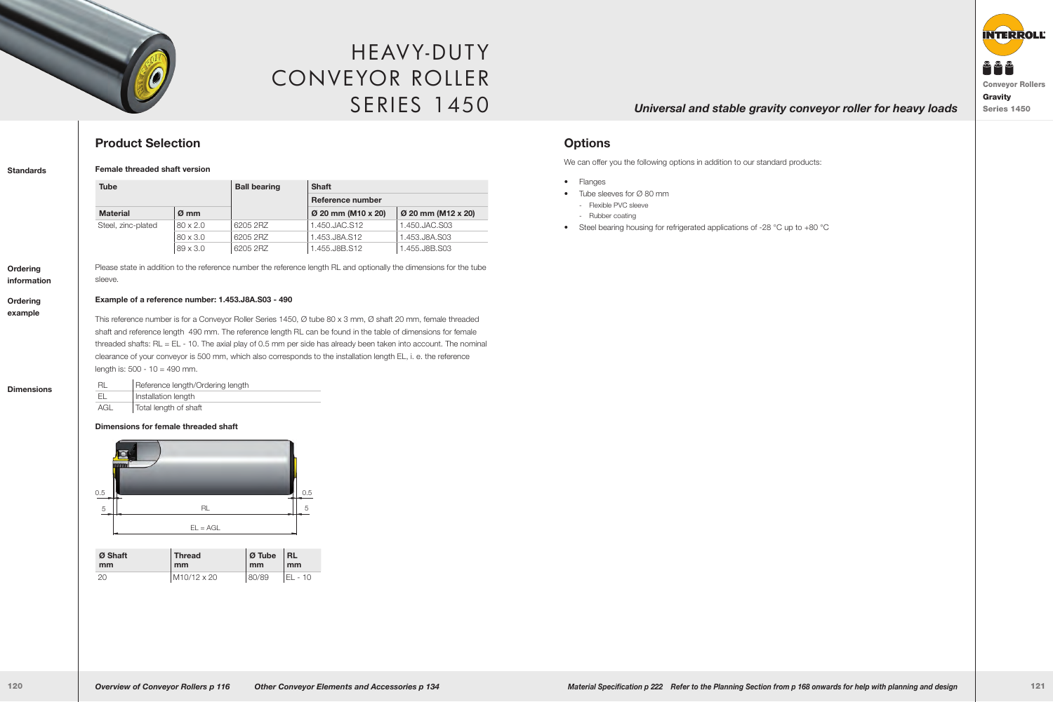# HEAVY-DUTY CONVEYOR ROLLER SERIES 1450

*Universal and stable gravity conveyor roller for heavy loads*

## Product Selection

**Standards**

**Female threaded shaft version**

| Tube | | Ball bearing | Shaft | |
|---|---|---|---|---|
| | | | Reference number | |
| Material | Ø mm | | Ø 20 mm (M10 x 20) | Ø 20 mm (M12 x 20) |
| Steel, zinc-plated | 80 x 2.0 | 6205 2RZ | 1.450.JAC.S12 | 1.450.JAC.S03 |
| | 80 x 3.0 | 6205 2RZ | 1.453.J8A.S12 | 1.453.J8A.S03 |
| | 89 x 3.0 | 6205 2RZ | 1.455.J8B.S12 | 1.455.J8B.S03 |

**Ordering information**

Please state in addition to the reference number the reference length RL and optionally the dimensions for the tube sleeve.

**Ordering example**

**Example of a reference number: 1.453.J8A.S03 - 490**

This reference number is for a Conveyor Roller Series 1450, Ø tube 80 x 3 mm, Ø shaft 20 mm, female threaded shaft and reference length 490 mm. The reference length RL can be found in the table of dimensions for female threaded shafts: RL = EL - 10. The axial play of 0.5 mm per side has already been taken into account. The nominal clearance of your conveyor is 500 mm, which also corresponds to the installation length EL, i. e. the reference length is: 500 - 10 = 490 mm.

**Dimensions**

| | |
|---|---|
| RL | Reference length/Ordering length |
| EL | Installation length |
| AGL | Total length of shaft |

**Dimensions for female threaded shaft**

0.5
5
RL
0.5
5
EL = AGL

| Ø Shaft mm | Thread mm | Ø Tube mm | RL mm |
|---|---|---|---|
| 20 | M10/12 x 20 | 80/89 | EL - 10 |

## Options

We can offer you the following options in addition to our standard products:

- Flanges
- Tube sleeves for Ø 80 mm
  - Flexible PVC sleeve
  - Rubber coating
- Steel bearing housing for refrigerated applications of -28 °C up to +80 °C